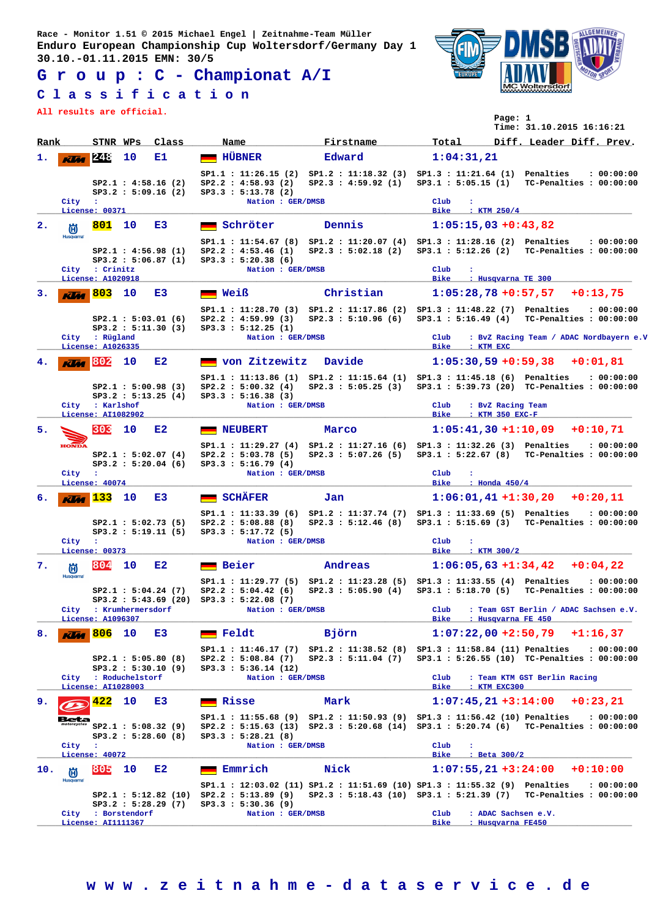Race - Monitor 1.51 © 2015 Michael Engel | Zeitnahme-Team Müller
Enduro European Championship Cup Woltersdorf/Germany Day 1
30.10.-01.11.2015 EMN: 30/5

# Group: C - Championat A/I

## Classification

All results are official.

Page: 1
Time: 31.10.2015 16:16:21

| Rank | STNR | WPs | Class | Name | Firstname | Total | Diff. Leader | Diff. Prev. |
|---|---|---|---|---|---|---|---|---|
| 1. | 248 | 10 | E1 | HÜBNER | Edward | 1:04:31,21 | | |
| 2. | 801 | 10 | E3 | Schröter | Dennis | 1:05:15,03 | +0:43,82 | |
| 3. | 803 | 10 | E3 | Weiß | Christian | 1:05:28,78 | +0:57,57 | +0:13,75 |
| 4. | 802 | 10 | E2 | von Zitzewitz | Davide | 1:05:30,59 | +0:59,38 | +0:01,81 |
| 5. | 303 | 10 | E2 | NEUBERT | Marco | 1:05:41,30 | +1:10,09 | +0:10,71 |
| 6. | 133 | 10 | E3 | SCHÄFER | Jan | 1:06:01,41 | +1:30,20 | +0:20,11 |
| 7. | 804 | 10 | E2 | Beier | Andreas | 1:06:05,63 | +1:34,42 | +0:04,22 |
| 8. | 806 | 10 | E3 | Feldt | Björn | 1:07:22,00 | +2:50,79 | +1:16,37 |
| 9. | 422 | 10 | E3 | Risse | Mark | 1:07:45,21 | +3:14,00 | +0:23,21 |
| 10. | 805 | 10 | E2 | Emmrich | Nick | 1:07:55,21 | +3:24:00 | +0:10:00 |

**1. HÜBNER Edward (248)**
SP1.1 : 11:26.15 (2) SP1.2 : 11:18.32 (3) SP1.3 : 11:21.64 (1) Penalties : 00:00:00
SP2.1 : 4:58.16 (2) SP2.2 : 4:58.93 (2) SP2.3 : 4:59.92 (1) SP3.1 : 5:05.15 (1) TC-Penalties : 00:00:00
SP3.2 : 5:09.16 (2) SP3.3 : 5:13.78 (2)
City : Nation : GER/DMSB Club :
License: 00371 Bike : KTM 250/4

**2. Schröter Dennis (801)**
SP1.1 : 11:54.67 (8) SP1.2 : 11:20.07 (4) SP1.3 : 11:28.16 (2) Penalties : 00:00:00
SP2.1 : 4:56.98 (1) SP2.2 : 4:53.46 (1) SP2.3 : 5:02.18 (2) SP3.1 : 5:12.26 (2) TC-Penalties : 00:00:00
SP3.2 : 5:06.87 (1) SP3.3 : 5:20.38 (6)
City : Crinitz Nation : GER/DMSB Club :
License: A1020918 Bike : Husqvarna TE 300

**3. Weiß Christian (803)**
SP1.1 : 11:28.70 (3) SP1.2 : 11:17.86 (2) SP1.3 : 11:48.22 (7) Penalties : 00:00:00
SP2.1 : 5:03.01 (6) SP2.2 : 4:59.99 (3) SP2.3 : 5:10.96 (6) SP3.1 : 5:16.49 (4) TC-Penalties : 00:00:00
SP3.2 : 5:11.30 (3) SP3.3 : 5:12.25 (1)
City : Rügland Nation : GER/DMSB Club : BvZ Racing Team / ADAC Nordbayern e.V
License: A1026335 Bike : KTM EXC

**4. von Zitzewitz Davide (802)**
SP1.1 : 11:13.86 (1) SP1.2 : 11:15.64 (1) SP1.3 : 11:45.18 (6) Penalties : 00:00:00
SP2.1 : 5:00.98 (3) SP2.2 : 5:00.32 (4) SP2.3 : 5:05.25 (3) SP3.1 : 5:39.73 (20) TC-Penalties : 00:00:00
SP3.2 : 5:13.25 (4) SP3.3 : 5:16.38 (3)
City : Karlshof Nation : GER/DMSB Club : BvZ Racing Team
License: AI1082902 Bike : KTM 350 EXC-F

**5. NEUBERT Marco (303)**
SP1.1 : 11:29.27 (4) SP1.2 : 11:27.16 (6) SP1.3 : 11:32.26 (3) Penalties : 00:00:00
SP2.1 : 5:02.07 (4) SP2.2 : 5:03.78 (5) SP2.3 : 5:07.26 (5) SP3.1 : 5:22.67 (8) TC-Penalties : 00:00:00
SP3.2 : 5:20.04 (6) SP3.3 : 5:16.79 (4)
City : Nation : GER/DMSB Club :
License: 40074 Bike : Honda 450/4

**6. SCHÄFER Jan (133)**
SP1.1 : 11:33.39 (6) SP1.2 : 11:37.74 (7) SP1.3 : 11:33.69 (5) Penalties : 00:00:00
SP2.1 : 5:02.73 (5) SP2.2 : 5:08.88 (8) SP2.3 : 5:12.46 (8) SP3.1 : 5:15.69 (3) TC-Penalties : 00:00:00
SP3.2 : 5:19.11 (5) SP3.3 : 5:17.72 (5)
City : Nation : GER/DMSB Club :
License: 00373 Bike : KTM 300/2

**7. Beier Andreas (804)**
SP1.1 : 11:29.77 (5) SP1.2 : 11:23.28 (5) SP1.3 : 11:33.55 (4) Penalties : 00:00:00
SP2.1 : 5:04.24 (7) SP2.2 : 5:04.42 (6) SP2.3 : 5:05.90 (4) SP3.1 : 5:18.70 (5) TC-Penalties : 00:00:00
SP3.2 : 5:43.69 (20) SP3.3 : 5:22.08 (7)
City : Krumhermersdorf Nation : GER/DMSB Club : Team GST Berlin / ADAC Sachsen e.V.
License: A1096307 Bike : Husqvarna FE 450

**8. Feldt Björn (806)**
SP1.1 : 11:46.17 (7) SP1.2 : 11:38.52 (8) SP1.3 : 11:58.84 (11) Penalties : 00:00:00
SP2.1 : 5:05.80 (8) SP2.2 : 5:08.84 (7) SP2.3 : 5:11.04 (7) SP3.1 : 5:26.55 (10) TC-Penalties : 00:00:00
SP3.2 : 5:30.10 (9) SP3.3 : 5:36.14 (12)
City : Roduchelstorf Nation : GER/DMSB Club : Team KTM GST Berlin Racing
License: AI1028003 Bike : KTM EXC300

**9. Risse Mark (422)**
SP1.1 : 11:55.68 (9) SP1.2 : 11:50.93 (9) SP1.3 : 11:56.42 (10) Penalties : 00:00:00
SP2.1 : 5:08.32 (9) SP2.2 : 5:15.63 (13) SP2.3 : 5:20.68 (14) SP3.1 : 5:20.74 (6) TC-Penalties : 00:00:00
SP3.2 : 5:28.60 (8) SP3.3 : 5:28.21 (8)
City : Nation : GER/DMSB Club :
License: 40072 Bike : Beta 300/2

**10. Emmrich Nick (805)**
SP1.1 : 12:03.02 (11) SP1.2 : 11:51.69 (10) SP1.3 : 11:55.32 (9) Penalties : 00:00:00
SP2.1 : 5:12.82 (10) SP2.2 : 5:13.89 (9) SP2.3 : 5:18.43 (10) SP3.1 : 5:21.39 (7) TC-Penalties : 00:00:00
SP3.2 : 5:28.29 (7) SP3.3 : 5:30.36 (9)
City : Borstendorf Nation : GER/DMSB Club : ADAC Sachsen e.V.
License: AI1111367 Bike : Husqvarna FE450

www.zeitnahme-dataservice.de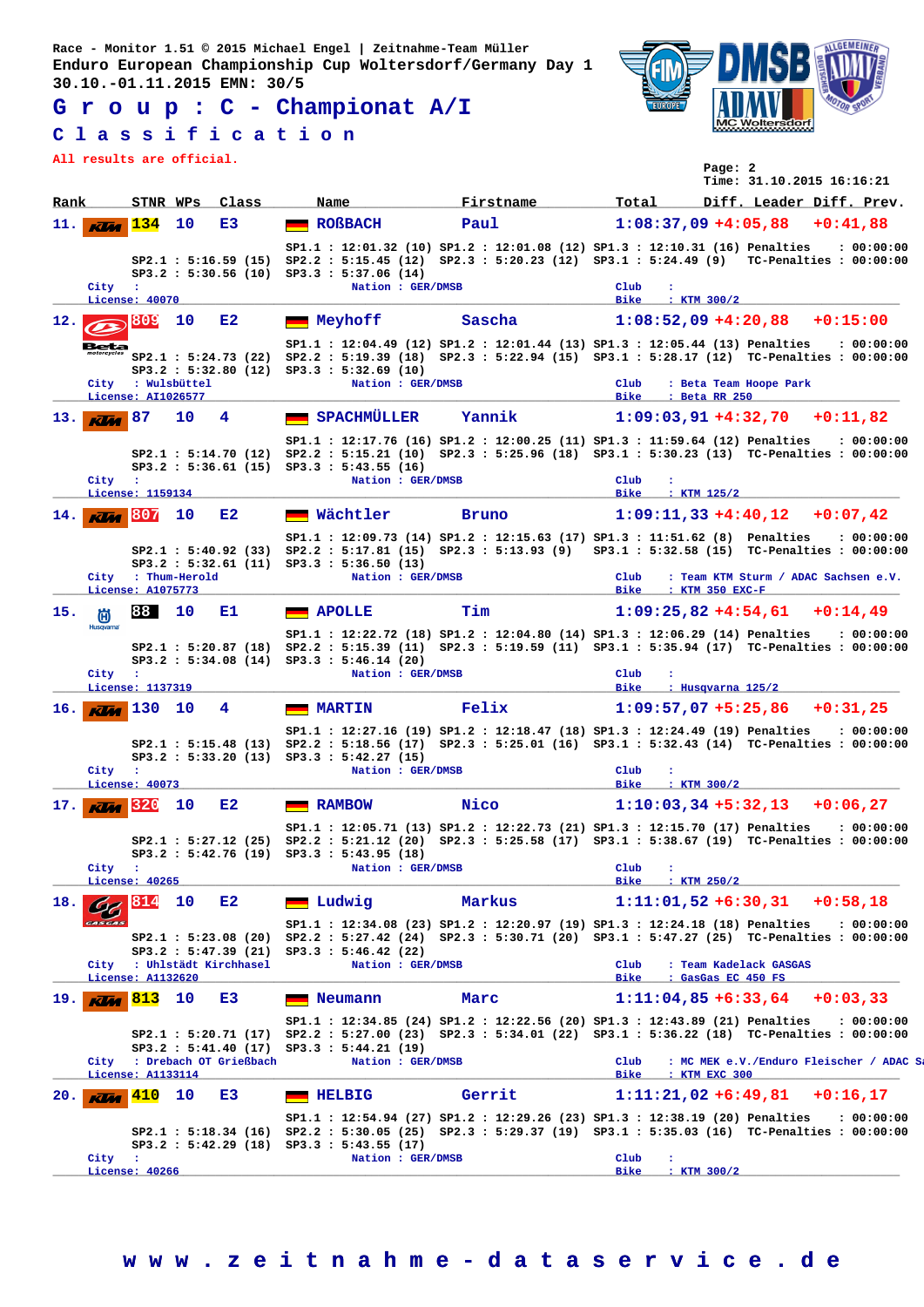Race - Monitor 1.51 © 2015 Michael Engel | Zeitnahme-Team Müller
Enduro European Championship Cup Woltersdorf/Germany Day 1
30.10.-01.11.2015 EMN: 30/5

# G r o u p : C - Championat A/I

## C l a s s i f i c a t i o n

All results are official.

Page: 2
Time: 31.10.2015 16:16:21

| Rank | STNR | WPs | Class | Name | Firstname | Total | Diff. Leader | Diff. Prev. |
|---|---|---|---|---|---|---|---|---|
| 11. | 134 | 10 | E3 | ROßBACH | Paul | 1:08:37,09 | +4:05,88 | +0:41,88 |
| 12. | 809 | 10 | E2 | Meyhoff | Sascha | 1:08:52,09 | +4:20,88 | +0:15:00 |
| 13. | 87 | 10 | 4 | SPACHMÜLLER | Yannik | 1:09:03,91 | +4:32,70 | +0:11,82 |
| 14. | 807 | 10 | E2 | Wächtler | Bruno | 1:09:11,33 | +4:40,12 | +0:07,42 |
| 15. | 88 | 10 | E1 | APOLLE | Tim | 1:09:25,82 | +4:54,61 | +0:14,49 |
| 16. | 130 | 10 | 4 | MARTIN | Felix | 1:09:57,07 | +5:25,86 | +0:31,25 |
| 17. | 320 | 10 | E2 | RAMBOW | Nico | 1:10:03,34 | +5:32,13 | +0:06,27 |
| 18. | 814 | 10 | E2 | Ludwig | Markus | 1:11:01,52 | +6:30,31 | +0:58,18 |
| 19. | 813 | 10 | E3 | Neumann | Marc | 1:11:04,85 | +6:33,64 | +0:03,33 |
| 20. | 410 | 10 | E3 | HELBIG | Gerrit | 1:11:21,02 | +6:49,81 | +0:16,17 |

**11. 134 ROßBACH Paul**
SP1.1 : 12:01.32 (10) SP1.2 : 12:01.08 (12) SP1.3 : 12:10.31 (16) Penalties : 00:00:00
SP2.1 : 5:16.59 (15) SP2.2 : 5:15.45 (12) SP2.3 : 5:20.23 (12) SP3.1 : 5:24.49 (9) TC-Penalties : 00:00:00
SP3.2 : 5:30.56 (10) SP3.3 : 5:37.06 (14)
City : — Nation : GER/DMSB — Club : — License: 40070 — Bike : KTM 300/2

**12. 809 Meyhoff Sascha**
SP1.1 : 12:04.49 (12) SP1.2 : 12:01.44 (13) SP1.3 : 12:05.44 (13) Penalties : 00:00:00
SP2.1 : 5:24.73 (22) SP2.2 : 5:19.39 (18) SP2.3 : 5:22.94 (15) SP3.1 : 5:28.17 (12) TC-Penalties : 00:00:00
SP3.2 : 5:32.80 (12) SP3.3 : 5:32.69 (10)
City : Wulsbüttel — Nation : GER/DMSB — Club : Beta Team Hoope Park — License: AI1026577 — Bike : Beta RR 250

**13. 87 SPACHMÜLLER Yannik**
SP1.1 : 12:17.76 (16) SP1.2 : 12:00.25 (11) SP1.3 : 11:59.64 (12) Penalties : 00:00:00
SP2.1 : 5:14.70 (12) SP2.2 : 5:15.21 (10) SP2.3 : 5:25.96 (18) SP3.1 : 5:30.23 (13) TC-Penalties : 00:00:00
SP3.2 : 5:36.61 (15) SP3.3 : 5:43.55 (16)
City : — Nation : GER/DMSB — Club : — License: 1159134 — Bike : KTM 125/2

**14. 807 Wächtler Bruno**
SP1.1 : 12:09.73 (14) SP1.2 : 12:15.63 (17) SP1.3 : 11:51.62 (8) Penalties : 00:00:00
SP2.1 : 5:40.92 (33) SP2.2 : 5:17.81 (15) SP2.3 : 5:13.93 (9) SP3.1 : 5:32.58 (15) TC-Penalties : 00:00:00
SP3.2 : 5:32.61 (11) SP3.3 : 5:36.50 (13)
City : Thum-Herold — Nation : GER/DMSB — Club : Team KTM Sturm / ADAC Sachsen e.V. — License: A1075773 — Bike : KTM 350 EXC-F

**15. 88 APOLLE Tim**
SP1.1 : 12:22.72 (18) SP1.2 : 12:04.80 (14) SP1.3 : 12:06.29 (14) Penalties : 00:00:00
SP2.1 : 5:20.87 (18) SP2.2 : 5:15.39 (11) SP2.3 : 5:19.59 (11) SP3.1 : 5:35.94 (17) TC-Penalties : 00:00:00
SP3.2 : 5:34.08 (14) SP3.3 : 5:46.14 (20)
City : — Nation : GER/DMSB — Club : — License: 1137319 — Bike : Husqvarna 125/2

**16. 130 MARTIN Felix**
SP1.1 : 12:27.16 (19) SP1.2 : 12:18.47 (18) SP1.3 : 12:24.49 (19) Penalties : 00:00:00
SP2.1 : 5:15.48 (13) SP2.2 : 5:18.56 (17) SP2.3 : 5:25.01 (16) SP3.1 : 5:32.43 (14) TC-Penalties : 00:00:00
SP3.2 : 5:33.20 (13) SP3.3 : 5:42.27 (15)
City : — Nation : GER/DMSB — Club : — License: 40073 — Bike : KTM 300/2

**17. 320 RAMBOW Nico**
SP1.1 : 12:05.71 (13) SP1.2 : 12:22.73 (21) SP1.3 : 12:15.70 (17) Penalties : 00:00:00
SP2.1 : 5:27.12 (25) SP2.2 : 5:21.12 (20) SP2.3 : 5:25.58 (17) SP3.1 : 5:38.67 (19) TC-Penalties : 00:00:00
SP3.2 : 5:42.76 (19) SP3.3 : 5:43.95 (18)
City : — Nation : GER/DMSB — Club : — License: 40265 — Bike : KTM 250/2

**18. 814 Ludwig Markus**
SP1.1 : 12:34.08 (23) SP1.2 : 12:20.97 (19) SP1.3 : 12:24.18 (18) Penalties : 00:00:00
SP2.1 : 5:23.08 (20) SP2.2 : 5:27.42 (24) SP2.3 : 5:30.71 (20) SP3.1 : 5:47.27 (25) TC-Penalties : 00:00:00
SP3.2 : 5:47.39 (21) SP3.3 : 5:46.42 (22)
City : Uhlstädt Kirchhasel — Nation : GER/DMSB — Club : Team Kadelack GASGAS — License: A1132620 — Bike : GasGas EC 450 FS

**19. 813 Neumann Marc**
SP1.1 : 12:34.85 (24) SP1.2 : 12:22.56 (20) SP1.3 : 12:43.89 (21) Penalties : 00:00:00
SP2.1 : 5:20.71 (17) SP2.2 : 5:27.00 (23) SP2.3 : 5:34.01 (22) SP3.1 : 5:36.22 (18) TC-Penalties : 00:00:00
SP3.2 : 5:41.40 (17) SP3.3 : 5:44.21 (19)
City : Drebach OT Grießbach — Nation : GER/DMSB — Club : MC MEK e.V./Enduro Fleischer / ADAC Sa — License: A1133114 — Bike : KTM EXC 300

**20. 410 HELBIG Gerrit**
SP1.1 : 12:54.94 (27) SP1.2 : 12:29.26 (23) SP1.3 : 12:38.19 (20) Penalties : 00:00:00
SP2.1 : 5:18.34 (16) SP2.2 : 5:30.05 (25) SP2.3 : 5:29.37 (19) SP3.1 : 5:35.03 (16) TC-Penalties : 00:00:00
SP3.2 : 5:42.29 (18) SP3.3 : 5:43.55 (17)
City : — Nation : GER/DMSB — Club : — License: 40266 — Bike : KTM 300/2

w w w . z e i t n a h m e - d a t a s e r v i c e . d e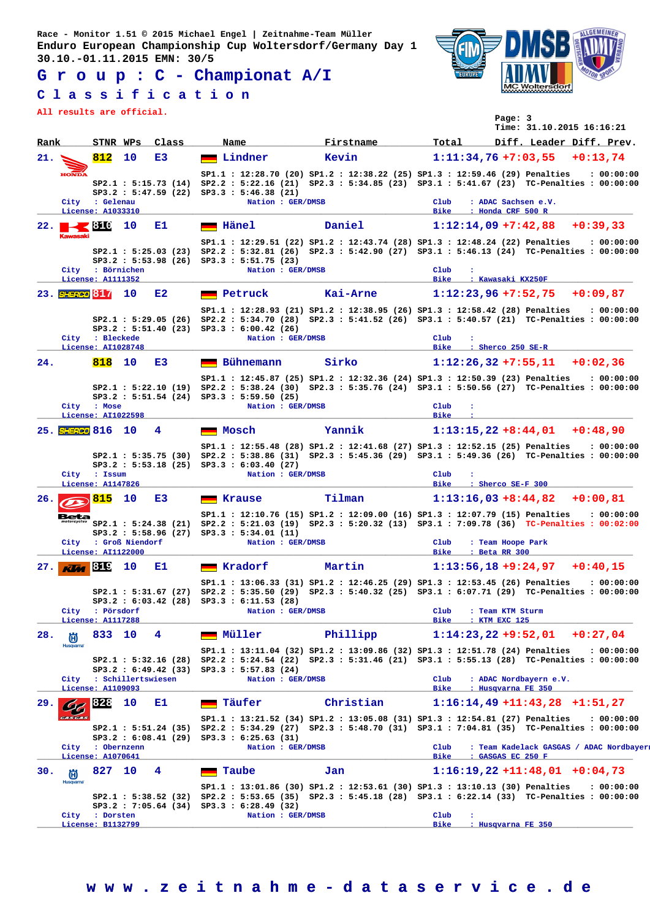Race - Monitor 1.51 © 2015 Michael Engel | Zeitnahme-Team Müller
Enduro European Championship Cup Woltersdorf/Germany Day 1
30.10.-01.11.2015 EMN: 30/5

# G r o u p : C - Championat A/I

## C l a s s i f i c a t i o n

All results are official.

Page: 3
Time: 31.10.2015 16:16:21

| Rank | STNR | WPs | Class | Name | Firstname | Total | Diff. Leader | Diff. Prev. |
|---|---|---|---|---|---|---|---|---|
| 21. | 812 | 10 | E3 | Lindner | Kevin | 1:11:34,76 | +7:03,55 | +0:13,74 |
| 22. | 810 | 10 | E1 | Hänel | Daniel | 1:12:14,09 | +7:42,88 | +0:39,33 |
| 23. | 817 | 10 | E2 | Petruck | Kai-Arne | 1:12:23,96 | +7:52,75 | +0:09,87 |
| 24. | 818 | 10 | E3 | Bühnemann | Sirko | 1:12:26,32 | +7:55,11 | +0:02,36 |
| 25. | 816 | 10 | 4 | Mosch | Yannik | 1:13:15,22 | +8:44,01 | +0:48,90 |
| 26. | 815 | 10 | E3 | Krause | Tilman | 1:13:16,03 | +8:44,82 | +0:00,81 |
| 27. | 819 | 10 | E1 | Kradorf | Martin | 1:13:56,18 | +9:24,97 | +0:40,15 |
| 28. | 833 | 10 | 4 | Müller | Phillipp | 1:14:23,22 | +9:52,01 | +0:27,04 |
| 29. | 828 | 10 | E1 | Täufer | Christian | 1:16:14,49 | +11:43,28 | +1:51,27 |
| 30. | 827 | 10 | 4 | Taube | Jan | 1:16:19,22 | +11:48,01 | +0:04,73 |

**21. 812 Lindner Kevin**
SP1.1 : 12:28.70 (20) SP1.2 : 12:38.22 (25) SP1.3 : 12:59.46 (29) Penalties : 00:00:00
SP2.1 : 5:15.73 (14) SP2.2 : 5:22.16 (21) SP2.3 : 5:34.85 (23) SP3.1 : 5:41.67 (23) TC-Penalties : 00:00:00
SP3.2 : 5:47.59 (22) SP3.3 : 5:46.38 (21)
City : Gelenau — Nation : GER/DMSB — Club : ADAC Sachsen e.V.
License: A1033310 — Bike : Honda CRF 500 R

**22. 810 Hänel Daniel**
SP1.1 : 12:29.51 (22) SP1.2 : 12:43.74 (28) SP1.3 : 12:48.24 (22) Penalties : 00:00:00
SP2.1 : 5:25.03 (23) SP2.2 : 5:32.81 (26) SP2.3 : 5:42.90 (27) SP3.1 : 5:46.13 (24) TC-Penalties : 00:00:00
SP3.2 : 5:53.98 (26) SP3.3 : 5:51.75 (23)
City : Börnichen — Nation : GER/DMSB — Club :
License: A1111352 — Bike : Kawasaki KX250F

**23. 817 Petruck Kai-Arne**
SP1.1 : 12:28.93 (21) SP1.2 : 12:38.95 (26) SP1.3 : 12:58.42 (28) Penalties : 00:00:00
SP2.1 : 5:29.05 (26) SP2.2 : 5:34.70 (28) SP2.3 : 5:41.52 (26) SP3.1 : 5:40.57 (21) TC-Penalties : 00:00:00
SP3.2 : 5:51.40 (23) SP3.3 : 6:00.42 (26)
City : Bleckede — Nation : GER/DMSB — Club :
License: AI1028748 — Bike : Sherco 250 SE-R

**24. 818 Bühnemann Sirko**
SP1.1 : 12:45.87 (25) SP1.2 : 12:32.36 (24) SP1.3 : 12:50.39 (23) Penalties : 00:00:00
SP2.1 : 5:22.10 (19) SP2.2 : 5:38.24 (30) SP2.3 : 5:35.76 (24) SP3.1 : 5:50.56 (27) TC-Penalties : 00:00:00
SP3.2 : 5:51.54 (24) SP3.3 : 5:59.50 (25)
City : Mose — Nation : GER/DMSB — Club :
License: AI1022598 — Bike :

**25. 816 Mosch Yannik**
SP1.1 : 12:55.48 (28) SP1.2 : 12:41.68 (27) SP1.3 : 12:52.15 (25) Penalties : 00:00:00
SP2.1 : 5:35.75 (30) SP2.2 : 5:38.86 (31) SP2.3 : 5:45.36 (29) SP3.1 : 5:49.36 (26) TC-Penalties : 00:00:00
SP3.2 : 5:53.18 (25) SP3.3 : 6:03.40 (27)
City : Issum — Nation : GER/DMSB — Club :
License: A1147826 — Bike : Sherco SE-F 300

**26. 815 Krause Tilman**
SP1.1 : 12:10.76 (15) SP1.2 : 12:09.00 (16) SP1.3 : 12:07.79 (15) Penalties : 00:00:00
SP2.1 : 5:24.38 (21) SP2.2 : 5:21.03 (19) SP2.3 : 5:20.32 (13) SP3.1 : 7:09.78 (36) TC-Penalties : 00:02:00
SP3.2 : 5:58.96 (27) SP3.3 : 5:34.01 (11)
City : Groß Niendorf — Nation : GER/DMSB — Club : Team Hoope Park
License: AI1122000 — Bike : Beta RR 300

**27. 819 Kradorf Martin**
SP1.1 : 13:06.33 (31) SP1.2 : 12:46.25 (29) SP1.3 : 12:53.45 (26) Penalties : 00:00:00
SP2.1 : 5:31.67 (27) SP2.2 : 5:35.50 (29) SP2.3 : 5:40.32 (25) SP3.1 : 6:07.71 (29) TC-Penalties : 00:00:00
SP3.2 : 6:03.42 (28) SP3.3 : 6:11.53 (28)
City : Pörsdorf — Nation : GER/DMSB — Club : Team KTM Sturm
License: A1117288 — Bike : KTM EXC 125

**28. 833 Müller Phillipp**
SP1.1 : 13:11.04 (32) SP1.2 : 13:09.86 (32) SP1.3 : 12:51.78 (24) Penalties : 00:00:00
SP2.1 : 5:32.16 (28) SP2.2 : 5:24.54 (22) SP2.3 : 5:31.46 (21) SP3.1 : 5:55.13 (28) TC-Penalties : 00:00:00
SP3.2 : 6:49.42 (33) SP3.3 : 5:57.83 (24)
City : Schillertswiesen — Nation : GER/DMSB — Club : ADAC Nordbayern e.V.
License: A1109093 — Bike : Husqvarna FE 350

**29. 828 Täufer Christian**
SP1.1 : 13:21.52 (34) SP1.2 : 13:05.08 (31) SP1.3 : 12:54.81 (27) Penalties : 00:00:00
SP2.1 : 5:51.24 (35) SP2.2 : 5:34.29 (27) SP2.3 : 5:48.70 (31) SP3.1 : 7:04.81 (35) TC-Penalties : 00:00:00
SP3.2 : 6:08.41 (29) SP3.3 : 6:25.63 (31)
City : Obernzenn — Nation : GER/DMSB — Club : Team Kadelack GASGAS / ADAC Nordbayern
License: A1070641 — Bike : GASGAS EC 250 F

**30. 827 Taube Jan**
SP1.1 : 13:01.86 (30) SP1.2 : 12:53.61 (30) SP1.3 : 13:10.13 (30) Penalties : 00:00:00
SP2.1 : 5:38.52 (32) SP2.2 : 5:53.65 (35) SP2.3 : 5:45.18 (28) SP3.1 : 6:22.14 (33) TC-Penalties : 00:00:00
SP3.2 : 7:05.64 (34) SP3.3 : 6:28.49 (32)
City : Dorsten — Nation : GER/DMSB — Club :
License: B1132799 — Bike : Husqvarna FE 350

w w w . z e i t n a h m e - d a t a s e r v i c e . d e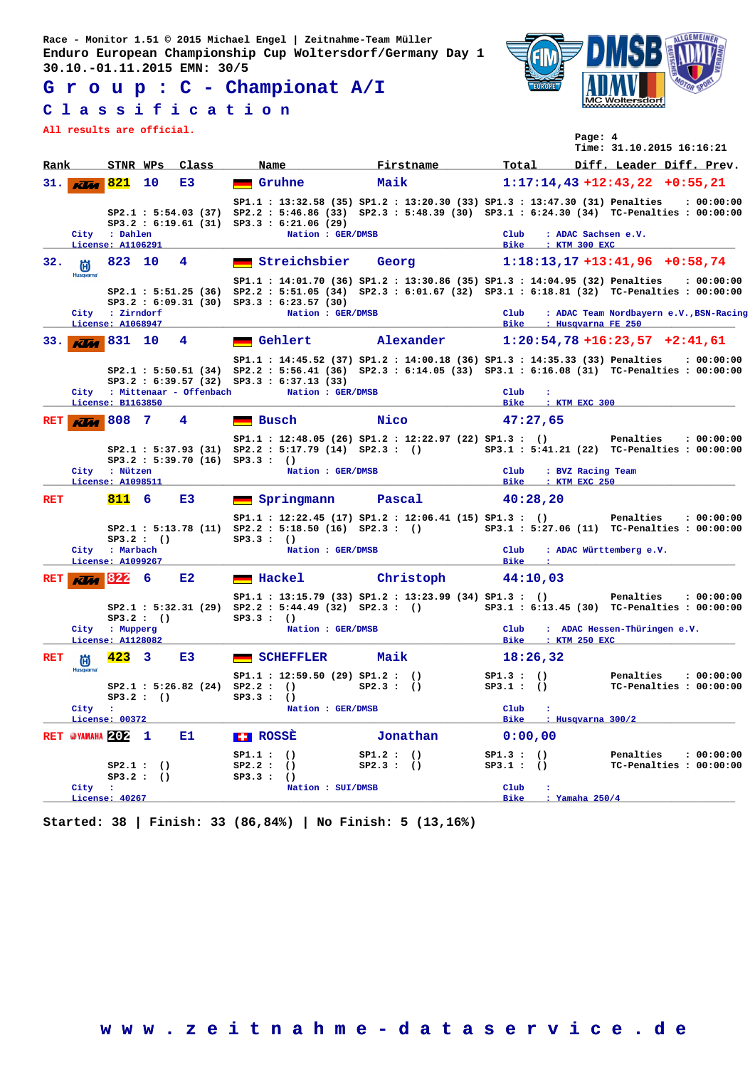Race - Monitor 1.51 © 2015 Michael Engel | Zeitnahme-Team Müller
Enduro European Championship Cup Woltersdorf/Germany Day 1
30.10.-01.11.2015 EMN: 30/5

# G r o u p : C - Championat A/I

## C l a s s i f i c a t i o n

All results are official.

Page: 4
Time: 31.10.2015 16:16:21

| Rank | | STNR | WPs | Class | Name | Firstname | Total | Diff. Leader | Diff. Prev. |
|---|---|---|---|---|---|---|---|---|---|
| 31. | KTM | 821 | 10 | E3 | Gruhne | Maik | 1:17:14,43 | +12:43,22 | +0:55,21 |
| 32. | Husqvarna | 823 | 10 | 4 | Streichsbier | Georg | 1:18:13,17 | +13:41,96 | +0:58,74 |
| 33. | KTM | 831 | 10 | 4 | Gehlert | Alexander | 1:20:54,78 | +16:23,57 | +2:41,61 |
| RET | KTM | 808 | 7 | 4 | Busch | Nico | 47:27,65 | | |
| RET | | 811 | 6 | E3 | Springmann | Pascal | 40:28,20 | | |
| RET | KTM | 822 | 6 | E2 | Hackel | Christoph | 44:10,03 | | |
| RET | Husqvarna | 423 | 3 | E3 | SCHEFFLER | Maik | 18:26,32 | | |
| RET | YAMAHA | 202 | 1 | E1 | ROSSÈ | Jonathan | 0:00,00 | | |

**31. 821 Gruhne Maik**
SP1.1 : 13:32.58 (35) SP1.2 : 13:20.30 (33) SP1.3 : 13:47.30 (31) Penalties : 00:00:00
SP2.1 : 5:54.03 (37) SP2.2 : 5:46.86 (33) SP2.3 : 5:48.39 (30) SP3.1 : 6:24.30 (34) TC-Penalties : 00:00:00
SP3.2 : 6:19.61 (31) SP3.3 : 6:21.06 (29)
City : Dahlen — Nation : GER/DMSB — Club : ADAC Sachsen e.V.
License: A1106291 — Bike : KTM 300 EXC

**32. 823 Streichsbier Georg**
SP1.1 : 14:01.70 (36) SP1.2 : 13:30.86 (35) SP1.3 : 14:04.95 (32) Penalties : 00:00:00
SP2.1 : 5:51.25 (36) SP2.2 : 5:51.05 (34) SP2.3 : 6:01.67 (32) SP3.1 : 6:18.81 (32) TC-Penalties : 00:00:00
SP3.2 : 6:09.31 (30) SP3.3 : 6:23.57 (30)
City : Zirndorf — Nation : GER/DMSB — Club : ADAC Team Nordbayern e.V.,BSN-Racing
License: A1068947 — Bike : Husqvarna FE 250

**33. 831 Gehlert Alexander**
SP1.1 : 14:45.52 (37) SP1.2 : 14:00.18 (36) SP1.3 : 14:35.33 (33) Penalties : 00:00:00
SP2.1 : 5:50.51 (34) SP2.2 : 5:56.41 (36) SP2.3 : 6:14.05 (33) SP3.1 : 6:16.08 (31) TC-Penalties : 00:00:00
SP3.2 : 6:39.57 (32) SP3.3 : 6:37.13 (33)
City : Mittenaar - Offenbach — Nation : GER/DMSB — Club :
License: B1163850 — Bike : KTM EXC 300

**RET 808 Busch Nico**
SP1.1 : 12:48.05 (26) SP1.2 : 12:22.97 (22) SP1.3 : () Penalties : 00:00:00
SP2.1 : 5:37.93 (31) SP2.2 : 5:17.79 (14) SP2.3 : () SP3.1 : 5:41.21 (22) TC-Penalties : 00:00:00
SP3.2 : 5:39.70 (16) SP3.3 : ()
City : Nützen — Nation : GER/DMSB — Club : BVZ Racing Team
License: A1098511 — Bike : KTM EXC 250

**RET 811 Springmann Pascal**
SP1.1 : 12:22.45 (17) SP1.2 : 12:06.41 (15) SP1.3 : () Penalties : 00:00:00
SP2.1 : 5:13.78 (11) SP2.2 : 5:18.50 (16) SP2.3 : () SP3.1 : 5:27.06 (11) TC-Penalties : 00:00:00
SP3.2 : () SP3.3 : ()
City : Marbach — Nation : GER/DMSB — Club : ADAC Württemberg e.V.
License: A1099267 — Bike :

**RET 822 Hackel Christoph**
SP1.1 : 13:15.79 (33) SP1.2 : 13:23.99 (34) SP1.3 : () Penalties : 00:00:00
SP2.1 : 5:32.31 (29) SP2.2 : 5:44.49 (32) SP2.3 : () SP3.1 : 6:13.45 (30) TC-Penalties : 00:00:00
SP3.2 : () SP3.3 : ()
City : Mupperg — Nation : GER/DMSB — Club : ADAC Hessen-Thüringen e.V.
License: A1128082 — Bike : KTM 250 EXC

**RET 423 SCHEFFLER Maik**
SP1.1 : 12:59.50 (29) SP1.2 : () SP1.3 : () Penalties : 00:00:00
SP2.1 : 5:26.82 (24) SP2.2 : () SP2.3 : () SP3.1 : () TC-Penalties : 00:00:00
SP3.2 : () SP3.3 : ()
City : — Nation : GER/DMSB — Club :
License: 00372 — Bike : Husqvarna 300/2

**RET 202 ROSSÈ Jonathan**
SP1.1 : () SP1.2 : () SP1.3 : () Penalties : 00:00:00
SP2.1 : () SP2.2 : () SP2.3 : () SP3.1 : () TC-Penalties : 00:00:00
SP3.2 : () SP3.3 : ()
City : — Nation : SUI/DMSB — Club :
License: 40267 — Bike : Yamaha 250/4

Started: 38 | Finish: 33 (86,84%) | No Finish: 5 (13,16%)

w w w . z e i t n a h m e - d a t a s e r v i c e . d e